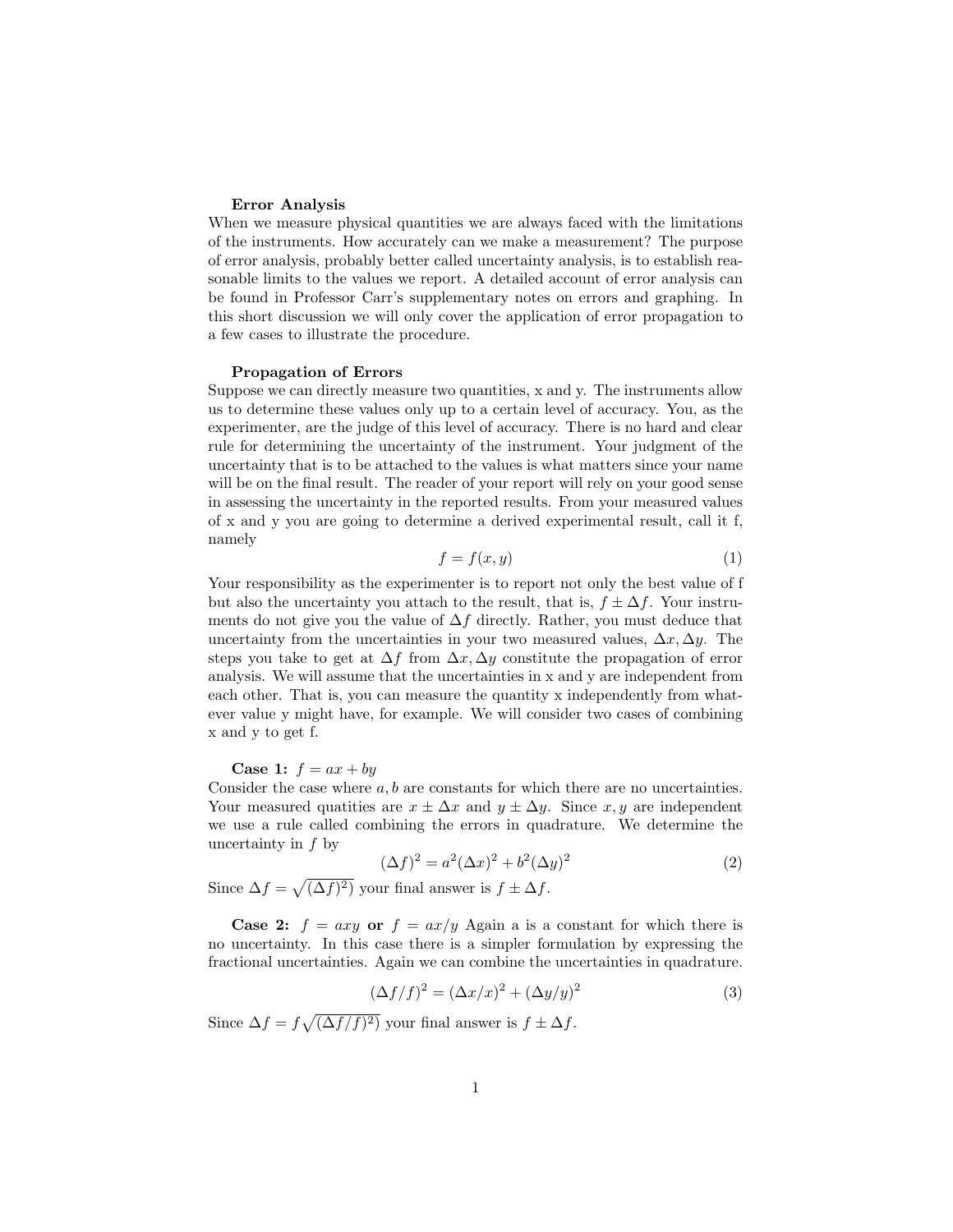**Error Analysis**

When we measure physical quantities we are always faced with the limitations of the instruments. How accurately can we make a measurement? The purpose of error analysis, probably better called uncertainty analysis, is to establish reasonable limits to the values we report. A detailed account of error analysis can be found in Professor Carr's supplementary notes on errors and graphing. In this short discussion we will only cover the application of error propagation to a few cases to illustrate the procedure.

**Propagation of Errors**

Suppose we can directly measure two quantities, x and y. The instruments allow us to determine these values only up to a certain level of accuracy. You, as the experimenter, are the judge of this level of accuracy. There is no hard and clear rule for determining the uncertainty of the instrument. Your judgment of the uncertainty that is to be attached to the values is what matters since your name will be on the final result. The reader of your report will rely on your good sense in assessing the uncertainty in the reported results. From your measured values of x and y you are going to determine a derived experimental result, call it f, namely

$$f = f(x, y) \tag{1}$$

Your responsibility as the experimenter is to report not only the best value of f but also the uncertainty you attach to the result, that is, $f \pm \Delta f$. Your instruments do not give you the value of $\Delta f$ directly. Rather, you must deduce that uncertainty from the uncertainties in your two measured values, $\Delta x, \Delta y$. The steps you take to get at $\Delta f$ from $\Delta x, \Delta y$ constitute the propagation of error analysis. We will assume that the uncertainties in x and y are independent from each other. That is, you can measure the quantity x independently from whatever value y might have, for example. We will consider two cases of combining x and y to get f.

**Case 1:** $f = ax + by$

Consider the case where $a, b$ are constants for which there are no uncertainties. Your measured quatities are $x \pm \Delta x$ and $y \pm \Delta y$. Since $x, y$ are independent we use a rule called combining the errors in quadrature. We determine the uncertainty in $f$ by

$$(\Delta f)^2 = a^2(\Delta x)^2 + b^2(\Delta y)^2 \tag{2}$$

Since $\Delta f = \sqrt{(\Delta f)^2)}$ your final answer is $f \pm \Delta f$.

**Case 2:** $f = axy$ **or** $f = ax/y$ Again a is a constant for which there is no uncertainty. In this case there is a simpler formulation by expressing the fractional uncertainties. Again we can combine the uncertainties in quadrature.

$$(\Delta f/f)^2 = (\Delta x/x)^2 + (\Delta y/y)^2 \tag{3}$$

Since $\Delta f = f\sqrt{(\Delta f/f)^2)}$ your final answer is $f \pm \Delta f$.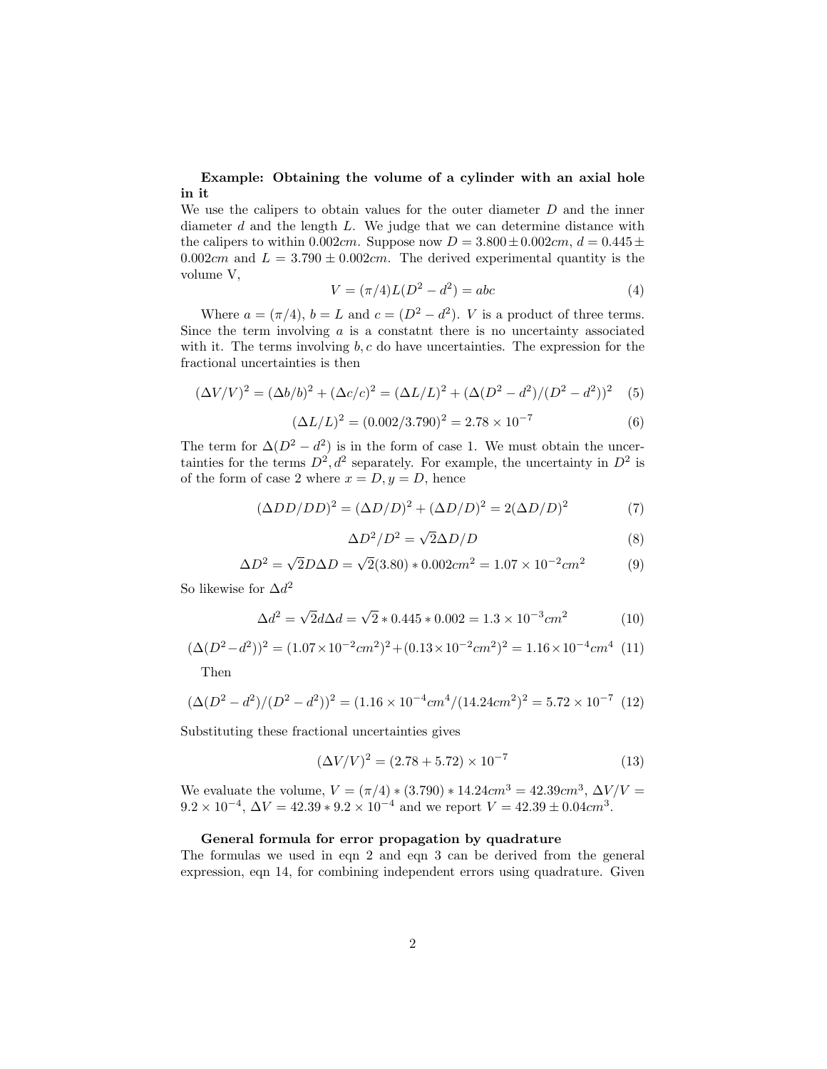**Example: Obtaining the volume of a cylinder with an axial hole in it**

We use the calipers to obtain values for the outer diameter $D$ and the inner diameter $d$ and the length $L$. We judge that we can determine distance with the calipers to within $0.002cm$. Suppose now $D = 3.800 \pm 0.002cm$, $d = 0.445 \pm 0.002cm$ and $L = 3.790 \pm 0.002cm$. The derived experimental quantity is the volume V,

$$V = (\pi/4)L(D^2 - d^2) = abc \tag{4}$$

Where $a = (\pi/4)$, $b = L$ and $c = (D^2 - d^2)$. $V$ is a product of three terms. Since the term involving $a$ is a constatnt there is no uncertainty associated with it. The terms involving $b, c$ do have uncertainties. The expression for the fractional uncertainties is then

$$(\Delta V/V)^2 = (\Delta b/b)^2 + (\Delta c/c)^2 = (\Delta L/L)^2 + (\Delta(D^2 - d^2)/(D^2 - d^2))^2 \tag{5}$$

$$(\Delta L/L)^2 = (0.002/3.790)^2 = 2.78 \times 10^{-7} \tag{6}$$

The term for $\Delta(D^2 - d^2)$ is in the form of case 1. We must obtain the uncertainties for the terms $D^2, d^2$ separately. For example, the uncertainty in $D^2$ is of the form of case 2 where $x = D, y = D$, hence

$$(\Delta DD/DD)^2 = (\Delta D/D)^2 + (\Delta D/D)^2 = 2(\Delta D/D)^2 \tag{7}$$

$$\Delta D^2/D^2 = \sqrt{2}\Delta D/D \tag{8}$$

$$\Delta D^2 = \sqrt{2}D\Delta D = \sqrt{2}(3.80) * 0.002cm^2 = 1.07 \times 10^{-2}cm^2 \tag{9}$$

So likewise for $\Delta d^2$

$$\Delta d^2 = \sqrt{2}d\Delta d = \sqrt{2} * 0.445 * 0.002 = 1.3 \times 10^{-3}cm^2 \tag{10}$$

$$(\Delta(D^2 - d^2))^2 = (1.07 \times 10^{-2}cm^2)^2 + (0.13 \times 10^{-2}cm^2)^2 = 1.16 \times 10^{-4}cm^4 \tag{11}$$

Then

$$(\Delta(D^2 - d^2)/(D^2 - d^2))^2 = (1.16 \times 10^{-4}cm^4/(14.24cm^2)^2 = 5.72 \times 10^{-7} \tag{12}$$

Substituting these fractional uncertainties gives

$$(\Delta V/V)^2 = (2.78 + 5.72) \times 10^{-7} \tag{13}$$

We evaluate the volume, $V = (\pi/4) * (3.790) * 14.24cm^3 = 42.39cm^3$, $\Delta V/V = 9.2 \times 10^{-4}$, $\Delta V = 42.39 * 9.2 \times 10^{-4}$ and we report $V = 42.39 \pm 0.04cm^3$.

**General formula for error propagation by quadrature**

The formulas we used in eqn 2 and eqn 3 can be derived from the general expression, eqn 14, for combining independent errors using quadrature. Given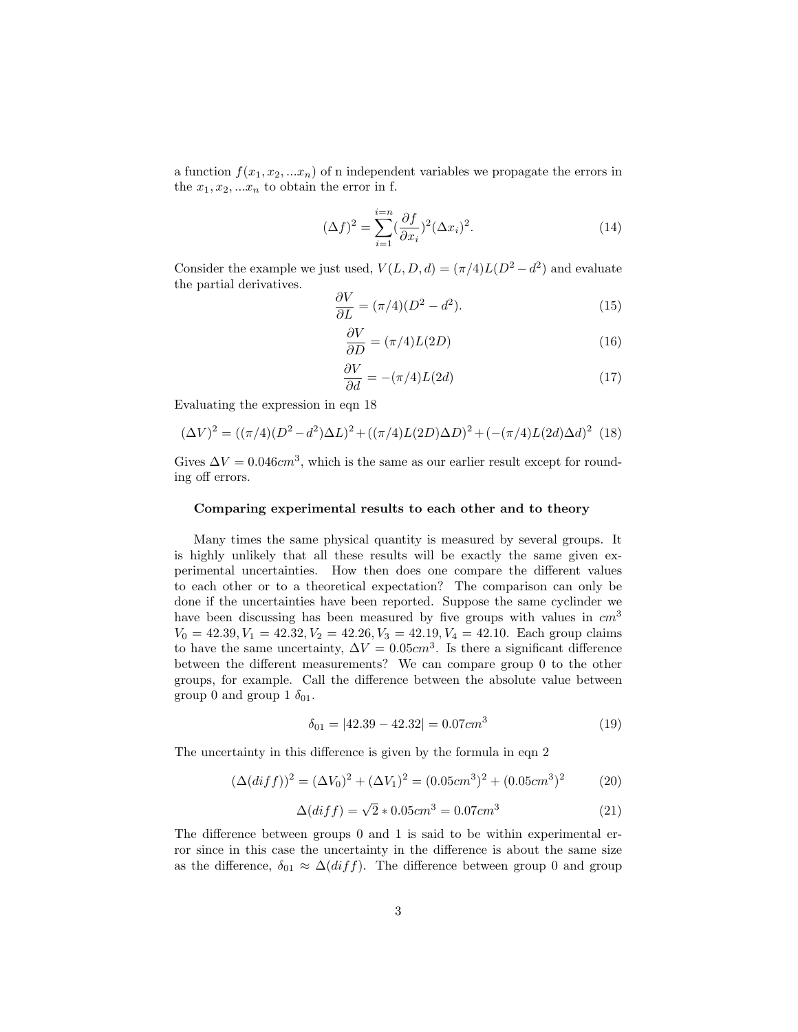a function $f(x_1, x_2, ...x_n)$ of n independent variables we propagate the errors in the $x_1, x_2, ...x_n$ to obtain the error in f.

$$(\Delta f)^2 = \sum_{i=1}^{i=n} (\frac{\partial f}{\partial x_i})^2 (\Delta x_i)^2. \tag{14}$$

Consider the example we just used, $V(L, D, d) = (\pi/4)L(D^2 - d^2)$ and evaluate the partial derivatives.

$$\frac{\partial V}{\partial L} = (\pi/4)(D^2 - d^2). \tag{15}$$

$$\frac{\partial V}{\partial D} = (\pi/4)L(2D) \tag{16}$$

$$\frac{\partial V}{\partial d} = -(\pi/4)L(2d) \tag{17}$$

Evaluating the expression in eqn 18

$$(\Delta V)^2 = ((\pi/4)(D^2 - d^2)\Delta L)^2 + ((\pi/4)L(2D)\Delta D)^2 + (-(\pi/4)L(2d)\Delta d)^2 \tag{18}$$

Gives $\Delta V = 0.046cm^3$, which is the same as our earlier result except for rounding off errors.

### Comparing experimental results to each other and to theory

Many times the same physical quantity is measured by several groups. It is highly unlikely that all these results will be exactly the same given experimental uncertainties. How then does one compare the different values to each other or to a theoretical expectation? The comparison can only be done if the uncertainties have been reported. Suppose the same cyclinder we have been discussing has been measured by five groups with values in $cm^3$ $V_0 = 42.39, V_1 = 42.32, V_2 = 42.26, V_3 = 42.19, V_4 = 42.10$. Each group claims to have the same uncertainty, $\Delta V = 0.05cm^3$. Is there a significant difference between the different measurements? We can compare group 0 to the other groups, for example. Call the difference between the absolute value between group 0 and group 1 $\delta_{01}$.

$$\delta_{01} = |42.39 - 42.32| = 0.07cm^3 \tag{19}$$

The uncertainty in this difference is given by the formula in eqn 2

$$(\Delta(diff))^2 = (\Delta V_0)^2 + (\Delta V_1)^2 = (0.05cm^3)^2 + (0.05cm^3)^2 \tag{20}$$

$$\Delta(diff) = \sqrt{2} * 0.05cm^3 = 0.07cm^3 \tag{21}$$

The difference between groups 0 and 1 is said to be within experimental error since in this case the uncertainty in the difference is about the same size as the difference, $\delta_{01} \approx \Delta(diff)$. The difference between group 0 and group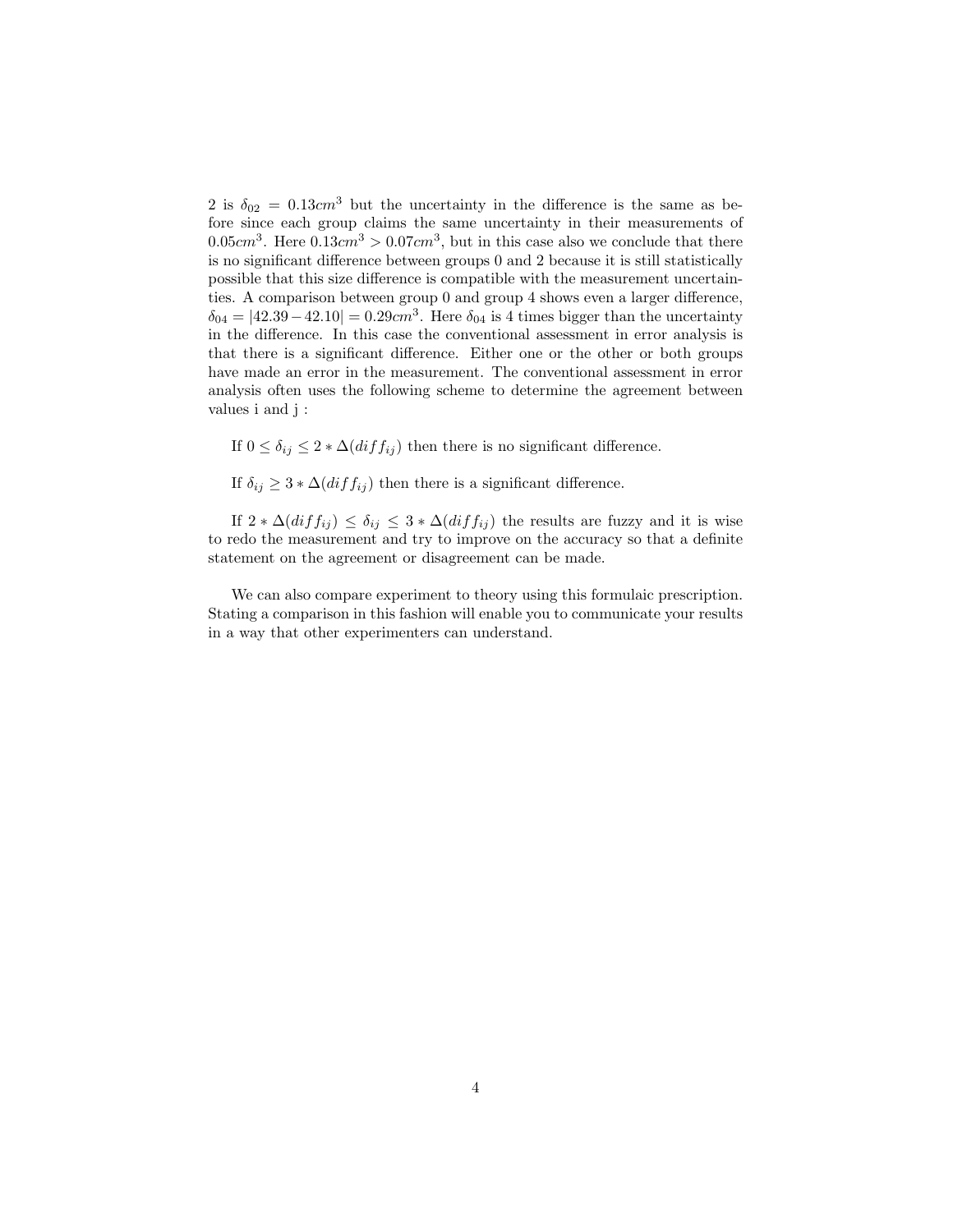2 is $\delta_{02} = 0.13cm^3$ but the uncertainty in the difference is the same as before since each group claims the same uncertainty in their measurements of $0.05cm^3$. Here $0.13cm^3 > 0.07cm^3$, but in this case also we conclude that there is no significant difference between groups 0 and 2 because it is still statistically possible that this size difference is compatible with the measurement uncertainties. A comparison between group 0 and group 4 shows even a larger difference, $\delta_{04} = |42.39 - 42.10| = 0.29cm^3$. Here $\delta_{04}$ is 4 times bigger than the uncertainty in the difference. In this case the conventional assessment in error analysis is that there is a significant difference. Either one or the other or both groups have made an error in the measurement. The conventional assessment in error analysis often uses the following scheme to determine the agreement between values i and j :

If $0 \leq \delta_{ij} \leq 2 * \Delta(diff_{ij})$ then there is no significant difference.

If $\delta_{ij} \geq 3 * \Delta(diff_{ij})$ then there is a significant difference.

If $2 * \Delta(diff_{ij}) \leq \delta_{ij} \leq 3 * \Delta(diff_{ij})$ the results are fuzzy and it is wise to redo the measurement and try to improve on the accuracy so that a definite statement on the agreement or disagreement can be made.

We can also compare experiment to theory using this formulaic prescription. Stating a comparison in this fashion will enable you to communicate your results in a way that other experimenters can understand.